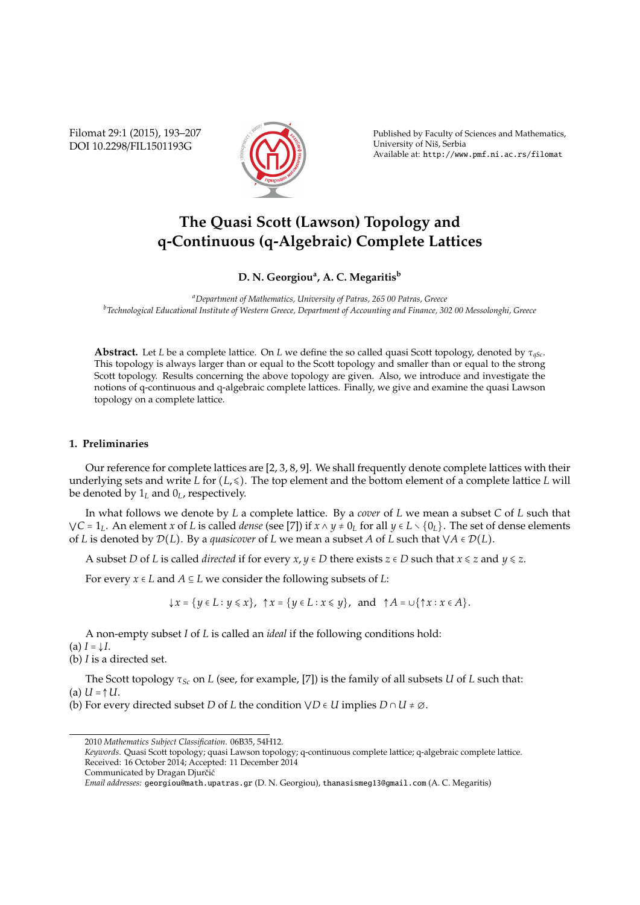# The Quasi Scott (Lawson) Topology and q-Continuous (q-Algebraic) Complete Lattices

**D. N. Georgiou[a], A. C. Megaritis[b]**

[a]*Department of Mathematics, University of Patras, 265 00 Patras, Greece*
[b]*Technological Educational Institute of Western Greece, Department of Accounting and Finance, 302 00 Messolonghi, Greece*

**Abstract.** Let $L$ be a complete lattice. On $L$ we define the so called quasi Scott topology, denoted by $\tau_{qSc}$. This topology is always larger than or equal to the Scott topology and smaller than or equal to the strong Scott topology. Results concerning the above topology are given. Also, we introduce and investigate the notions of q-continuous and q-algebraic complete lattices. Finally, we give and examine the quasi Lawson topology on a complete lattice.

## 1. Preliminaries

Our reference for complete lattices are [2, 3, 8, 9]. We shall frequently denote complete lattices with their underlying sets and write $L$ for $(L, \leqslant)$. The top element and the bottom element of a complete lattice $L$ will be denoted by $1_L$ and $0_L$, respectively.

In what follows we denote by $L$ a complete lattice. By a *cover* of $L$ we mean a subset $C$ of $L$ such that $\bigvee C = 1_L$. An element $x$ of $L$ is called *dense* (see [7]) if $x \wedge y \neq 0_L$ for all $y \in L \setminus \{0_L\}$. The set of dense elements of $L$ is denoted by $\mathcal{D}(L)$. By a *quasicover* of $L$ we mean a subset $A$ of $L$ such that $\bigvee A \in \mathcal{D}(L)$.

A subset $D$ of $L$ is called *directed* if for every $x, y \in D$ there exists $z \in D$ such that $x \leqslant z$ and $y \leqslant z$.

For every $x \in L$ and $A \subseteq L$ we consider the following subsets of $L$:

$$\downarrow x = \{y \in L : y \leqslant x\}, \ \uparrow x = \{y \in L : x \leqslant y\}, \ \text{and} \ \uparrow A = \cup\{\uparrow x : x \in A\}.$$

A non-empty subset $I$ of $L$ is called an *ideal* if the following conditions hold:
(a) $I = \downarrow I$.
(b) $I$ is a directed set.

The Scott topology $\tau_{Sc}$ on $L$ (see, for example, [7]) is the family of all subsets $U$ of $L$ such that:
(a) $U = \uparrow U$.
(b) For every directed subset $D$ of $L$ the condition $\bigvee D \in U$ implies $D \cap U \neq \emptyset$.

---

2010 *Mathematics Subject Classification*. 06B35, 54H12.
*Keywords*. Quasi Scott topology; quasi Lawson topology; q-continuous complete lattice; q-algebraic complete lattice.
Received: 16 October 2014; Accepted: 11 December 2014
Communicated by Dragan Djurčić
*Email addresses:* georgiou@math.upatras.gr (D. N. Georgiou), thanasismeg13@gmail.com (A. C. Megaritis)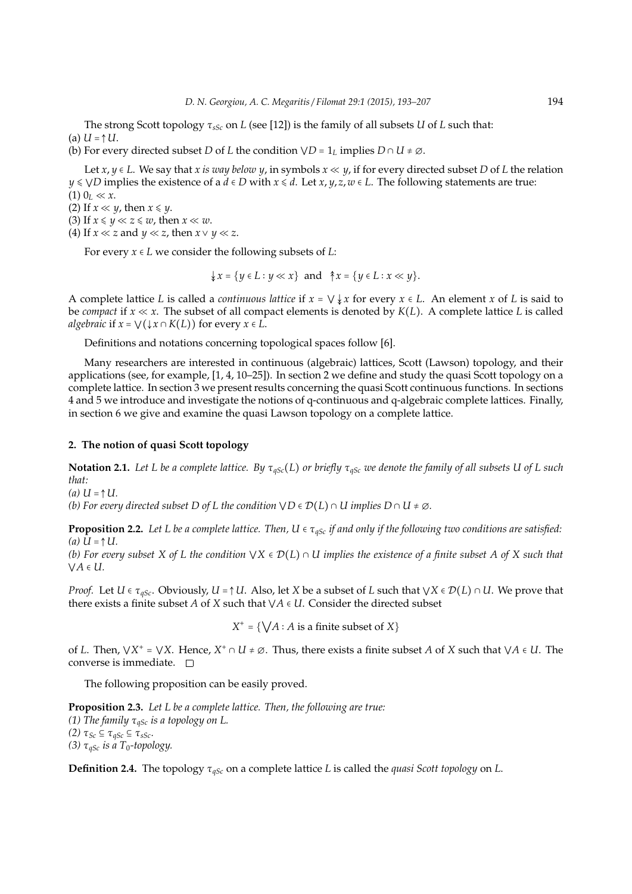The strong Scott topology $\tau_{sSc}$ on $L$ (see [12]) is the family of all subsets $U$ of $L$ such that:
(a) $U = \uparrow U$.
(b) For every directed subset $D$ of $L$ the condition $\bigvee D = 1_L$ implies $D \cap U \neq \varnothing$.

Let $x, y \in L$. We say that *$x$ is way below $y$*, in symbols $x \ll y$, if for every directed subset $D$ of $L$ the relation $y \leqslant \bigvee D$ implies the existence of a $d \in D$ with $x \leqslant d$. Let $x, y, z, w \in L$. The following statements are true:
(1) $0_L \ll x$.
(2) If $x \ll y$, then $x \leqslant y$.
(3) If $x \leqslant y \ll z \leqslant w$, then $x \ll w$.
(4) If $x \ll z$ and $y \ll z$, then $x \vee y \ll z$.

For every $x \in L$ we consider the following subsets of $L$:

$$\twoheaddownarrow x = \{y \in L : y \ll x\} \quad \text{and} \quad \twoheaduparrow x = \{y \in L : x \ll y\}.$$

A complete lattice $L$ is called a *continuous lattice* if $x = \bigvee \twoheaddownarrow x$ for every $x \in L$. An element $x$ of $L$ is said to be *compact* if $x \ll x$. The subset of all compact elements is denoted by $K(L)$. A complete lattice $L$ is called *algebraic* if $x = \bigvee(\downarrow x \cap K(L))$ for every $x \in L$.

Definitions and notations concerning topological spaces follow [6].

Many researchers are interested in continuous (algebraic) lattices, Scott (Lawson) topology, and their applications (see, for example, [1, 4, 10–25]). In section 2 we define and study the quasi Scott topology on a complete lattice. In section 3 we present results concerning the quasi Scott continuous functions. In sections 4 and 5 we introduce and investigate the notions of q-continuous and q-algebraic complete lattices. Finally, in section 6 we give and examine the quasi Lawson topology on a complete lattice.

## 2. The notion of quasi Scott topology

**Notation 2.1.** *Let $L$ be a complete lattice. By $\tau_{qSc}(L)$ or briefly $\tau_{qSc}$ we denote the family of all subsets $U$ of $L$ such that:*
*(a) $U = \uparrow U$.*
*(b) For every directed subset $D$ of $L$ the condition $\bigvee D \in \mathcal{D}(L) \cap U$ implies $D \cap U \neq \varnothing$.*

**Proposition 2.2.** *Let $L$ be a complete lattice. Then, $U \in \tau_{qSc}$ if and only if the following two conditions are satisfied:*
*(a) $U = \uparrow U$.*
*(b) For every subset $X$ of $L$ the condition $\bigvee X \in \mathcal{D}(L) \cap U$ implies the existence of a finite subset $A$ of $X$ such that $\bigvee A \in U$.*

*Proof.* Let $U \in \tau_{qSc}$. Obviously, $U = \uparrow U$. Also, let $X$ be a subset of $L$ such that $\bigvee X \in \mathcal{D}(L) \cap U$. We prove that there exists a finite subset $A$ of $X$ such that $\bigvee A \in U$. Consider the directed subset

$$X^+ = \{\bigvee A : A \text{ is a finite subset of } X\}$$

of $L$. Then, $\bigvee X^+ = \bigvee X$. Hence, $X^+ \cap U \neq \varnothing$. Thus, there exists a finite subset $A$ of $X$ such that $\bigvee A \in U$. The converse is immediate. $\square$

The following proposition can be easily proved.

**Proposition 2.3.** *Let $L$ be a complete lattice. Then, the following are true:*
*(1) The family $\tau_{qSc}$ is a topology on $L$.*
*(2) $\tau_{Sc} \subseteq \tau_{qSc} \subseteq \tau_{sSc}$.*
*(3) $\tau_{qSc}$ is a $T_0$-topology.*

**Definition 2.4.** The topology $\tau_{qSc}$ on a complete lattice $L$ is called the *quasi Scott topology* on $L$.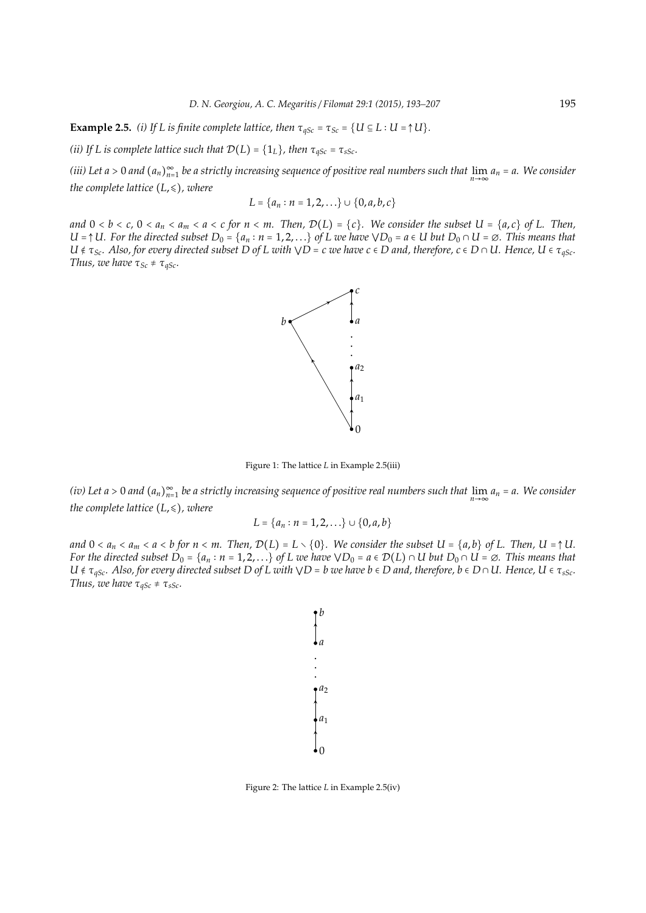**Example 2.5.** *(i) If $L$ is finite complete lattice, then $\tau_{qSc} = \tau_{Sc} = \{U \subseteq L : U = \uparrow U\}$.*

*(ii) If $L$ is complete lattice such that $\mathcal{D}(L) = \{1_L\}$, then $\tau_{qSc} = \tau_{sSc}$.*

*(iii) Let $a > 0$ and $(a_n)_{n=1}^{\infty}$ be a strictly increasing sequence of positive real numbers such that $\lim_{n\to\infty} a_n = a$. We consider the complete lattice $(L, \leqslant)$, where*

$$L = \{a_n : n = 1, 2, \ldots\} \cup \{0, a, b, c\}$$

*and $0 < b < c$, $0 < a_n < a_m < a < c$ for $n < m$. Then, $\mathcal{D}(L) = \{c\}$. We consider the subset $U = \{a, c\}$ of $L$. Then, $U = \uparrow U$. For the directed subset $D_0 = \{a_n : n = 1, 2, \ldots\}$ of $L$ we have $\bigvee D_0 = a \in U$ but $D_0 \cap U = \varnothing$. This means that $U \notin \tau_{Sc}$. Also, for every directed subset $D$ of $L$ with $\bigvee D = c$ we have $c \in D$ and, therefore, $c \in D \cap U$. Hence, $U \in \tau_{qSc}$. Thus, we have $\tau_{Sc} \neq \tau_{qSc}$.*

Figure 1: The lattice $L$ in Example 2.5(iii)

*(iv) Let $a > 0$ and $(a_n)_{n=1}^{\infty}$ be a strictly increasing sequence of positive real numbers such that $\lim_{n\to\infty} a_n = a$. We consider the complete lattice $(L, \leqslant)$, where*

$$L = \{a_n : n = 1, 2, \ldots\} \cup \{0, a, b\}$$

*and $0 < a_n < a_m < a < b$ for $n < m$. Then, $\mathcal{D}(L) = L \setminus \{0\}$. We consider the subset $U = \{a, b\}$ of $L$. Then, $U = \uparrow U$. For the directed subset $D_0 = \{a_n : n = 1, 2, \ldots\}$ of $L$ we have $\bigvee D_0 = a \in \mathcal{D}(L) \cap U$ but $D_0 \cap U = \varnothing$. This means that $U \notin \tau_{qSc}$. Also, for every directed subset $D$ of $L$ with $\bigvee D = b$ we have $b \in D$ and, therefore, $b \in D \cap U$. Hence, $U \in \tau_{sSc}$. Thus, we have $\tau_{qSc} \neq \tau_{sSc}$.*

Figure 2: The lattice $L$ in Example 2.5(iv)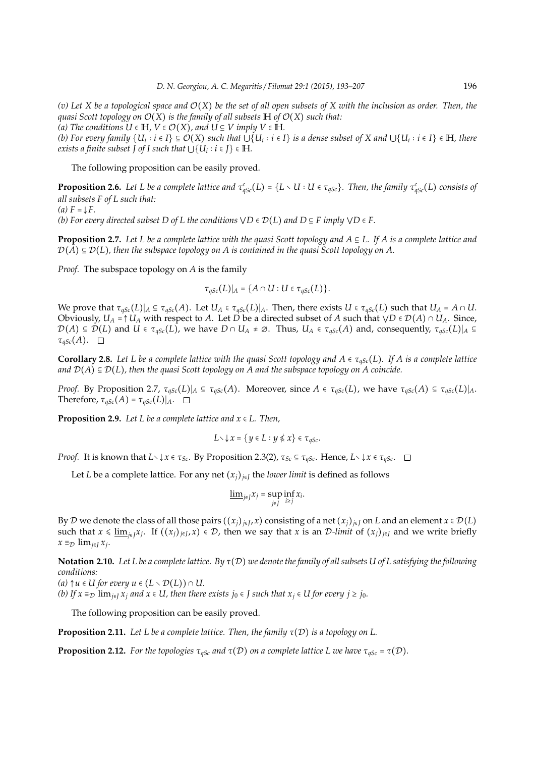*(v) Let $X$ be a topological space and $\mathcal{O}(X)$ be the set of all open subsets of $X$ with the inclusion as order. Then, the quasi Scott topology on $\mathcal{O}(X)$ is the family of all subsets $\mathbb{H}$ of $\mathcal{O}(X)$ such that:*

*(a) The conditions $U \in \mathbb{H}$, $V \in \mathcal{O}(X)$, and $U \subseteq V$ imply $V \in \mathbb{H}$.*

*(b) For every family $\{U_i : i \in I\} \subseteq \mathcal{O}(X)$ such that $\bigcup\{U_i : i \in I\}$ is a dense subset of $X$ and $\bigcup\{U_i : i \in I\} \in \mathbb{H}$, there exists a finite subset $J$ of $I$ such that $\bigcup\{U_i : i \in J\} \in \mathbb{H}$.*

The following proposition can be easily proved.

**Proposition 2.6.** *Let $L$ be a complete lattice and $\tau^c_{qSc}(L) = \{L \setminus U : U \in \tau_{qSc}\}$. Then, the family $\tau^c_{qSc}(L)$ consists of all subsets $F$ of $L$ such that:*

*(a) $F = \downarrow F$.*

*(b) For every directed subset $D$ of $L$ the conditions $\bigvee D \in \mathcal{D}(L)$ and $D \subseteq F$ imply $\bigvee D \in F$.*

**Proposition 2.7.** *Let $L$ be a complete lattice with the quasi Scott topology and $A \subseteq L$. If $A$ is a complete lattice and $\mathcal{D}(A) \subseteq \mathcal{D}(L)$, then the subspace topology on $A$ is contained in the quasi Scott topology on $A$.*

*Proof.* The subspace topology on $A$ is the family

$$\tau_{qSc}(L)|_A = \{A \cap U : U \in \tau_{qSc}(L)\}.$$

We prove that $\tau_{qSc}(L)|_A \subseteq \tau_{qSc}(A)$. Let $U_A \in \tau_{qSc}(L)|_A$. Then, there exists $U \in \tau_{qSc}(L)$ such that $U_A = A \cap U$. Obviously, $U_A = \uparrow U_A$ with respect to $A$. Let $D$ be a directed subset of $A$ such that $\bigvee D \in \mathcal{D}(A) \cap U_A$. Since, $\mathcal{D}(A) \subseteq \mathcal{D}(L)$ and $U \in \tau_{qSc}(L)$, we have $D \cap U_A \neq \emptyset$. Thus, $U_A \in \tau_{qSc}(A)$ and, consequently, $\tau_{qSc}(L)|_A \subseteq \tau_{qSc}(A)$. $\square$

**Corollary 2.8.** *Let $L$ be a complete lattice with the quasi Scott topology and $A \in \tau_{qSc}(L)$. If $A$ is a complete lattice and $\mathcal{D}(A) \subseteq \mathcal{D}(L)$, then the quasi Scott topology on $A$ and the subspace topology on $A$ coincide.*

*Proof.* By Proposition 2.7, $\tau_{qSc}(L)|_A \subseteq \tau_{qSc}(A)$. Moreover, since $A \in \tau_{qSc}(L)$, we have $\tau_{qSc}(A) \subseteq \tau_{qSc}(L)|_A$. Therefore, $\tau_{qSc}(A) = \tau_{qSc}(L)|_A$. $\square$

**Proposition 2.9.** *Let $L$ be a complete lattice and $x \in L$. Then,*

$$L \setminus \downarrow x = \{y \in L : y \nleq x\} \in \tau_{qSc}.$$

*Proof.* It is known that $L \setminus \downarrow x \in \tau_{Sc}$. By Proposition 2.3(2), $\tau_{Sc} \subseteq \tau_{qSc}$. Hence, $L \setminus \downarrow x \in \tau_{qSc}$. $\square$

Let $L$ be a complete lattice. For any net $(x_j)_{j \in J}$ the *lower limit* is defined as follows

$$\underline{\lim}_{j \in J} x_j = \sup_{j \in J} \inf_{i \geq j} x_i.$$

By $\mathcal{D}$ we denote the class of all those pairs $((x_j)_{j \in J}, x)$ consisting of a net $(x_j)_{j \in J}$ on $L$ and an element $x \in \mathcal{D}(L)$ such that $x \leqslant \underline{\lim}_{j \in J} x_j$. If $((x_j)_{j \in J}, x) \in \mathcal{D}$, then we say that $x$ is an *$\mathcal{D}$-limit* of $(x_j)_{j \in J}$ and we write briefly $x \equiv_{\mathcal{D}} \lim_{j \in J} x_j$.

**Notation 2.10.** *Let $L$ be a complete lattice. By $\tau(\mathcal{D})$ we denote the family of all subsets $U$ of $L$ satisfying the following conditions:*

*(a) $\uparrow u \in U$ for every $u \in (L \setminus \mathcal{D}(L)) \cap U$.*

*(b) If $x \equiv_{\mathcal{D}} \lim_{j \in J} x_j$ and $x \in U$, then there exists $j_0 \in J$ such that $x_j \in U$ for every $j \geq j_0$.*

The following proposition can be easily proved.

**Proposition 2.11.** *Let $L$ be a complete lattice. Then, the family $\tau(\mathcal{D})$ is a topology on $L$.*

**Proposition 2.12.** *For the topologies $\tau_{qSc}$ and $\tau(\mathcal{D})$ on a complete lattice $L$ we have $\tau_{qSc} = \tau(\mathcal{D})$.*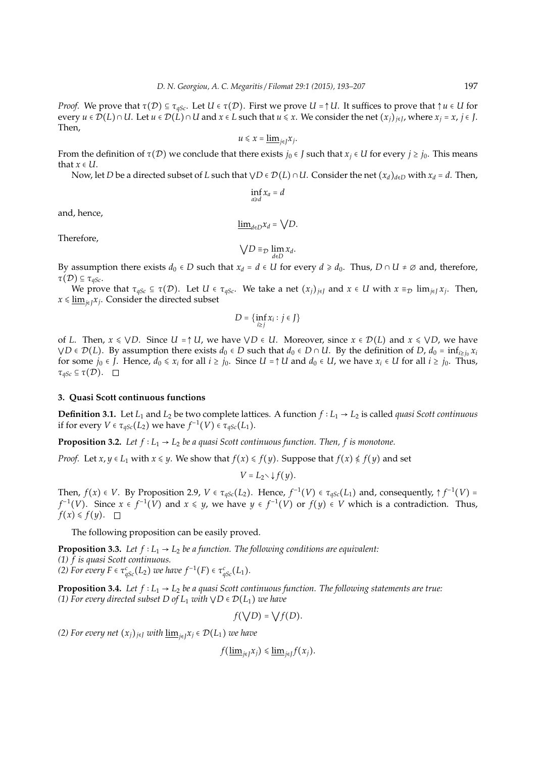*Proof.* We prove that $\tau(\mathcal{D}) \subseteq \tau_{qSc}$. Let $U \in \tau(\mathcal{D})$. First we prove $U = \uparrow U$. It suffices to prove that $\uparrow u \in U$ for every $u \in \mathcal{D}(L) \cap U$. Let $u \in \mathcal{D}(L) \cap U$ and $x \in L$ such that $u \leqslant x$. We consider the net $(x_j)_{j\in J}$, where $x_j = x$, $j \in J$. Then,

$$u \leqslant x = \underline{\lim}_{j\in J} x_j.$$

From the definition of $\tau(\mathcal{D})$ we conclude that there exists $j_0 \in J$ such that $x_j \in U$ for every $j \geq j_0$. This means that $x \in U$.

Now, let $D$ be a directed subset of $L$ such that $\bigvee D \in \mathcal{D}(L) \cap U$. Consider the net $(x_d)_{d\in D}$ with $x_d = d$. Then,

$$\inf_{a \geqslant d} x_a = d$$

and, hence,

$$\underline{\lim}_{d\in D} x_d = \bigvee D.$$

Therefore,

$$\bigvee D \equiv_{\mathcal{D}} \lim_{d\in D} x_d.$$

By assumption there exists $d_0 \in D$ such that $x_d = d \in U$ for every $d \geqslant d_0$. Thus, $D \cap U \neq \emptyset$ and, therefore, $\tau(\mathcal{D}) \subseteq \tau_{qSc}$.

We prove that $\tau_{qSc} \subseteq \tau(\mathcal{D})$. Let $U \in \tau_{qSc}$. We take a net $(x_j)_{j\in J}$ and $x \in U$ with $x \equiv_{\mathcal{D}} \lim_{j\in J} x_j$. Then, $x \leqslant \underline{\lim}_{j\in J} x_j$. Consider the directed subset

$$D = \{\inf_{i \geq j} x_i : j \in J\}$$

of $L$. Then, $x \leqslant \bigvee D$. Since $U = \uparrow U$, we have $\bigvee D \in U$. Moreover, since $x \in \mathcal{D}(L)$ and $x \leqslant \bigvee D$, we have $\bigvee D \in \mathcal{D}(L)$. By assumption there exists $d_0 \in D$ such that $d_0 \in D \cap U$. By the definition of $D$, $d_0 = \inf_{i \geq j_0} x_i$ for some $j_0 \in J$. Hence, $d_0 \leqslant x_i$ for all $i \geq j_0$. Since $U = \uparrow U$ and $d_0 \in U$, we have $x_i \in U$ for all $i \geq j_0$. Thus, $\tau_{qSc} \subseteq \tau(\mathcal{D})$. $\square$

## 3. Quasi Scott continuous functions

**Definition 3.1.** Let $L_1$ and $L_2$ be two complete lattices. A function $f : L_1 \to L_2$ is called *quasi Scott continuous* if for every $V \in \tau_{qSc}(L_2)$ we have $f^{-1}(V) \in \tau_{qSc}(L_1)$.

**Proposition 3.2.** *Let $f : L_1 \to L_2$ be a quasi Scott continuous function. Then, $f$ is monotone.*

*Proof.* Let $x, y \in L_1$ with $x \leqslant y$. We show that $f(x) \leqslant f(y)$. Suppose that $f(x) \nleqslant f(y)$ and set

$$V = L_2 \setminus \downarrow f(y).$$

Then, $f(x) \in V$. By Proposition 2.9, $V \in \tau_{qSc}(L_2)$. Hence, $f^{-1}(V) \in \tau_{qSc}(L_1)$ and, consequently, $\uparrow f^{-1}(V) = f^{-1}(V)$. Since $x \in f^{-1}(V)$ and $x \leqslant y$, we have $y \in f^{-1}(V)$ or $f(y) \in V$ which is a contradiction. Thus, $f(x) \leqslant f(y)$. $\square$

The following proposition can be easily proved.

**Proposition 3.3.** *Let $f : L_1 \to L_2$ be a function. The following conditions are equivalent:*
*(1) $f$ is quasi Scott continuous.*
*(2) For every $F \in \tau^c_{qSc}(L_2)$ we have $f^{-1}(F) \in \tau^c_{qSc}(L_1)$.*

**Proposition 3.4.** *Let $f : L_1 \to L_2$ be a quasi Scott continuous function. The following statements are true:*
*(1) For every directed subset $D$ of $L_1$ with $\bigvee D \in \mathcal{D}(L_1)$ we have*

$$f(\bigvee D) = \bigvee f(D).$$

*(2) For every net $(x_j)_{j\in J}$ with $\underline{\lim}_{j\in J} x_j \in \mathcal{D}(L_1)$ we have*

$$f(\underline{\lim}_{j\in J} x_j) \leqslant \underline{\lim}_{j\in J} f(x_j).$$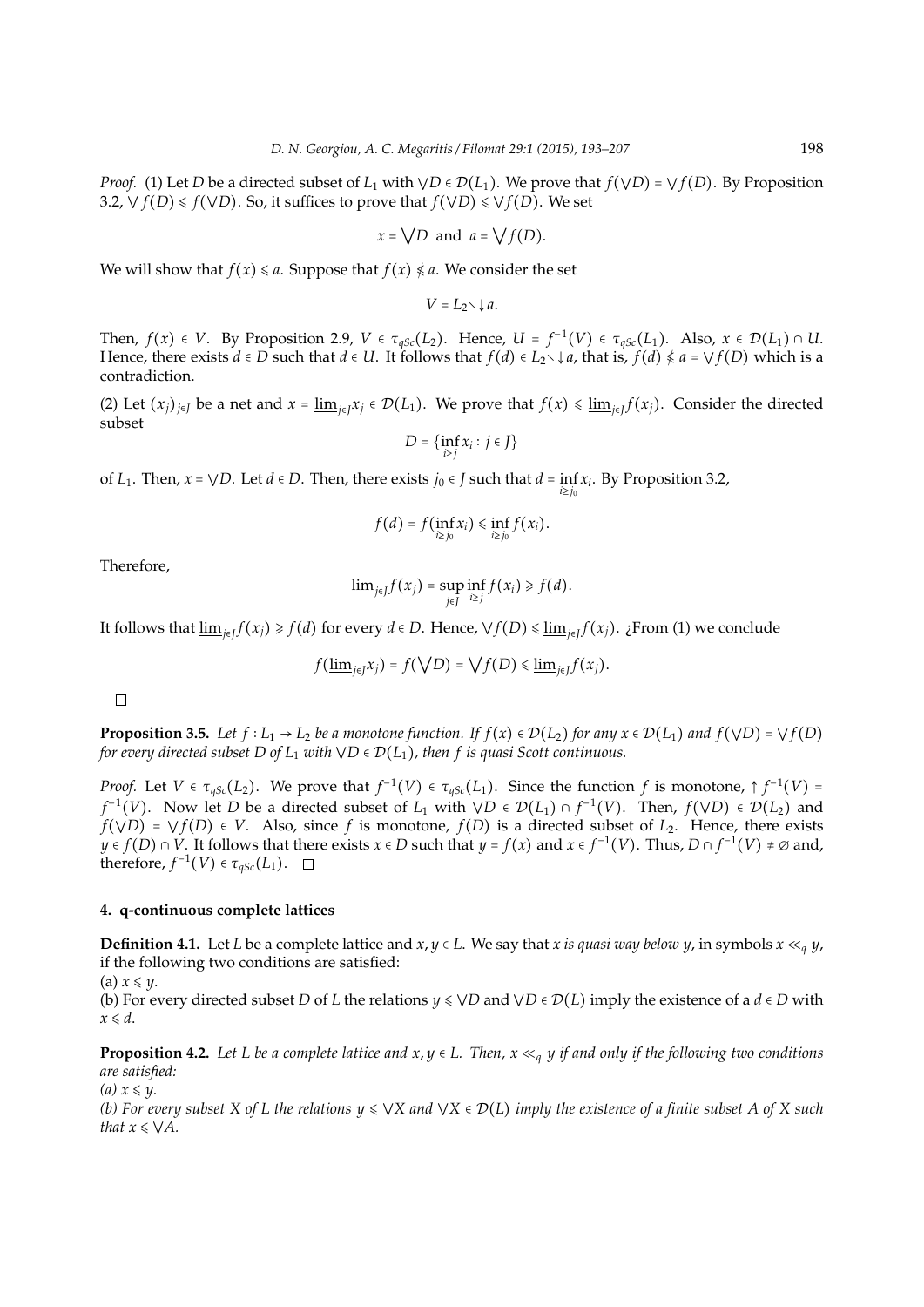*Proof.* (1) Let $D$ be a directed subset of $L_1$ with $\bigvee D \in \mathcal{D}(L_1)$. We prove that $f(\bigvee D) = \bigvee f(D)$. By Proposition 3.2, $\bigvee f(D) \leqslant f(\bigvee D)$. So, it suffices to prove that $f(\bigvee D) \leqslant \bigvee f(D)$. We set

$$x = \bigvee D \text{ and } a = \bigvee f(D).$$

We will show that $f(x) \leqslant a$. Suppose that $f(x) \nleqslant a$. We consider the set

$$V = L_2 \setminus \downarrow a.$$

Then, $f(x) \in V$. By Proposition 2.9, $V \in \tau_{qSc}(L_2)$. Hence, $U = f^{-1}(V) \in \tau_{qSc}(L_1)$. Also, $x \in \mathcal{D}(L_1) \cap U$. Hence, there exists $d \in D$ such that $d \in U$. It follows that $f(d) \in L_2 \setminus \downarrow a$, that is, $f(d) \nleqslant a = \bigvee f(D)$ which is a contradiction.

(2) Let $(x_j)_{j \in J}$ be a net and $x = \underline{\lim}_{j \in J} x_j \in \mathcal{D}(L_1)$. We prove that $f(x) \leqslant \underline{\lim}_{j \in J} f(x_j)$. Consider the directed subset

$$D = \{\inf_{i \geq j} x_i : j \in J\}$$

of $L_1$. Then, $x = \bigvee D$. Let $d \in D$. Then, there exists $j_0 \in J$ such that $d = \inf_{i \geq j_0} x_i$. By Proposition 3.2,

$$f(d) = f(\inf_{i \geq j_0} x_i) \leqslant \inf_{i \geq j_0} f(x_i).$$

Therefore,

$$\underline{\lim}_{j \in J} f(x_j) = \sup_{j \in J} \inf_{i \geq j} f(x_i) \geqslant f(d).$$

It follows that $\underline{\lim}_{j \in J} f(x_j) \geqslant f(d)$ for every $d \in D$. Hence, $\bigvee f(D) \leqslant \underline{\lim}_{j \in J} f(x_j)$. ¿From (1) we conclude

$$f(\underline{\lim}_{j \in J} x_j) = f(\bigvee D) = \bigvee f(D) \leqslant \underline{\lim}_{j \in J} f(x_j).$$

□

**Proposition 3.5.** *Let $f : L_1 \to L_2$ be a monotone function. If $f(x) \in \mathcal{D}(L_2)$ for any $x \in \mathcal{D}(L_1)$ and $f(\bigvee D) = \bigvee f(D)$ for every directed subset $D$ of $L_1$ with $\bigvee D \in \mathcal{D}(L_1)$, then $f$ is quasi Scott continuous.*

*Proof.* Let $V \in \tau_{qSc}(L_2)$. We prove that $f^{-1}(V) \in \tau_{qSc}(L_1)$. Since the function $f$ is monotone, $\uparrow f^{-1}(V) = f^{-1}(V)$. Now let $D$ be a directed subset of $L_1$ with $\bigvee D \in \mathcal{D}(L_1) \cap f^{-1}(V)$. Then, $f(\bigvee D) \in \mathcal{D}(L_2)$ and $f(\bigvee D) = \bigvee f(D) \in V$. Also, since $f$ is monotone, $f(D)$ is a directed subset of $L_2$. Hence, there exists $y \in f(D) \cap V$. It follows that there exists $x \in D$ such that $y = f(x)$ and $x \in f^{-1}(V)$. Thus, $D \cap f^{-1}(V) \neq \emptyset$ and, therefore, $f^{-1}(V) \in \tau_{qSc}(L_1)$. □

## 4. q-continuous complete lattices

**Definition 4.1.** Let $L$ be a complete lattice and $x, y \in L$. We say that *$x$ is quasi way below $y$*, in symbols $x \ll_q y$, if the following two conditions are satisfied:
(a) $x \leqslant y$.
(b) For every directed subset $D$ of $L$ the relations $y \leqslant \bigvee D$ and $\bigvee D \in \mathcal{D}(L)$ imply the existence of a $d \in D$ with $x \leqslant d$.

**Proposition 4.2.** *Let $L$ be a complete lattice and $x, y \in L$. Then, $x \ll_q y$ if and only if the following two conditions are satisfied:*
*(a) $x \leqslant y$.*
*(b) For every subset $X$ of $L$ the relations $y \leqslant \bigvee X$ and $\bigvee X \in \mathcal{D}(L)$ imply the existence of a finite subset $A$ of $X$ such that $x \leqslant \bigvee A$.*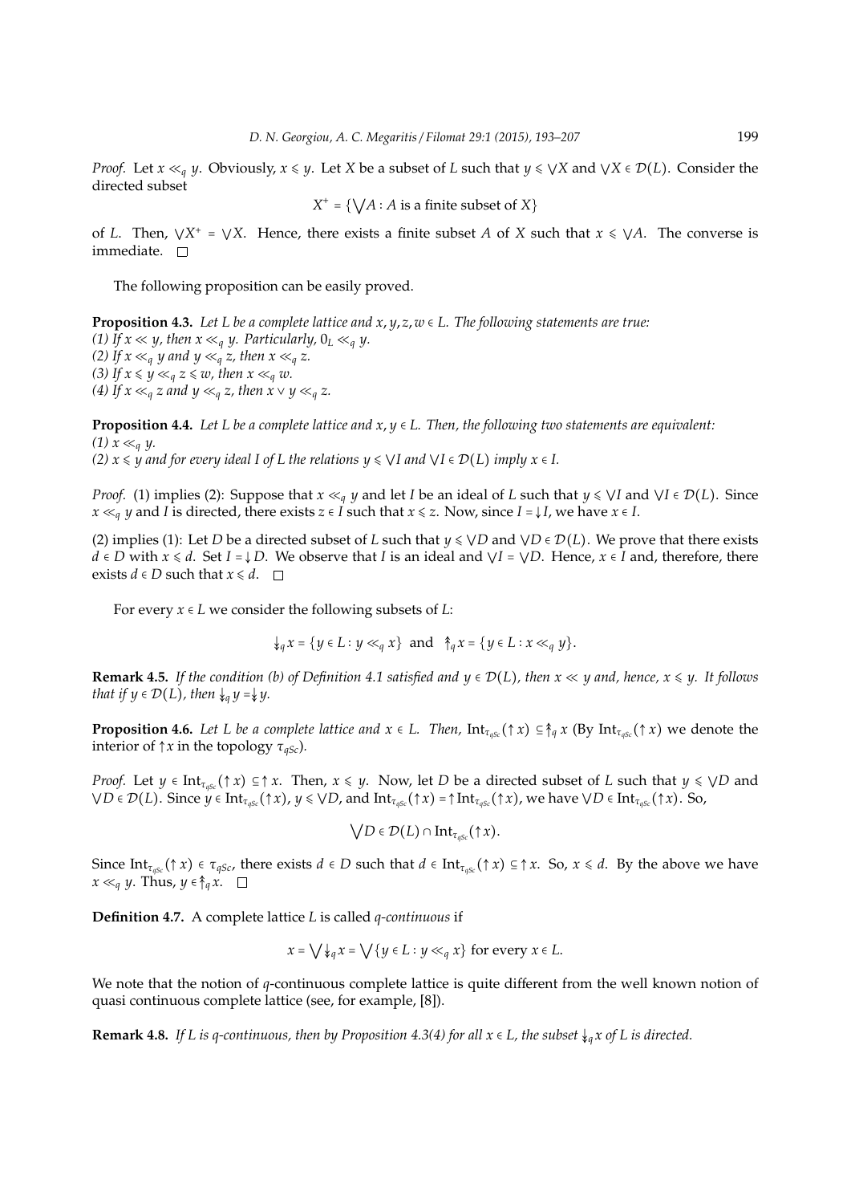*Proof.* Let $x \ll_q y$. Obviously, $x \leqslant y$. Let $X$ be a subset of $L$ such that $y \leqslant \bigvee X$ and $\bigvee X \in \mathcal{D}(L)$. Consider the directed subset

$$X^+ = \{\bigvee A : A \text{ is a finite subset of } X\}$$

of $L$. Then, $\bigvee X^+ = \bigvee X$. Hence, there exists a finite subset $A$ of $X$ such that $x \leqslant \bigvee A$. The converse is immediate. □

The following proposition can be easily proved.

**Proposition 4.3.** *Let $L$ be a complete lattice and $x, y, z, w \in L$. The following statements are true:*
*(1) If $x \ll y$, then $x \ll_q y$. Particularly, $0_L \ll_q y$.*
*(2) If $x \ll_q y$ and $y \ll_q z$, then $x \ll_q z$.*
*(3) If $x \leqslant y \ll_q z \leqslant w$, then $x \ll_q w$.*
*(4) If $x \ll_q z$ and $y \ll_q z$, then $x \vee y \ll_q z$.*

**Proposition 4.4.** *Let $L$ be a complete lattice and $x, y \in L$. Then, the following two statements are equivalent:*
*(1) $x \ll_q y$.*
*(2) $x \leqslant y$ and for every ideal $I$ of $L$ the relations $y \leqslant \bigvee I$ and $\bigvee I \in \mathcal{D}(L)$ imply $x \in I$.*

*Proof.* (1) implies (2): Suppose that $x \ll_q y$ and let $I$ be an ideal of $L$ such that $y \leqslant \bigvee I$ and $\bigvee I \in \mathcal{D}(L)$. Since $x \ll_q y$ and $I$ is directed, there exists $z \in I$ such that $x \leqslant z$. Now, since $I = \downarrow I$, we have $x \in I$.

(2) implies (1): Let $D$ be a directed subset of $L$ such that $y \leqslant \bigvee D$ and $\bigvee D \in \mathcal{D}(L)$. We prove that there exists $d \in D$ with $x \leqslant d$. Set $I = \downarrow D$. We observe that $I$ is an ideal and $\bigvee I = \bigvee D$. Hence, $x \in I$ and, therefore, there exists $d \in D$ such that $x \leqslant d$. □

For every $x \in L$ we consider the following subsets of $L$:

$$\Downarrow_q x = \{y \in L : y \ll_q x\} \text{ and } \Uparrow_q x = \{y \in L : x \ll_q y\}.$$

**Remark 4.5.** *If the condition (b) of Definition 4.1 satisfied and $y \in \mathcal{D}(L)$, then $x \ll y$ and, hence, $x \leqslant y$. It follows that if $y \in \mathcal{D}(L)$, then $\Downarrow_q y = \Downarrow y$.*

**Proposition 4.6.** *Let $L$ be a complete lattice and $x \in L$. Then, $\mathrm{Int}_{\tau_{qSc}}(\uparrow x) \subseteq \Uparrow_q x$ (By $\mathrm{Int}_{\tau_{qSc}}(\uparrow x)$ we denote the interior of $\uparrow x$ in the topology $\tau_{qSc}$).*

*Proof.* Let $y \in \mathrm{Int}_{\tau_{qSc}}(\uparrow x) \subseteq \uparrow x$. Then, $x \leqslant y$. Now, let $D$ be a directed subset of $L$ such that $y \leqslant \bigvee D$ and $\bigvee D \in \mathcal{D}(L)$. Since $y \in \mathrm{Int}_{\tau_{qSc}}(\uparrow x)$, $y \leqslant \bigvee D$, and $\mathrm{Int}_{\tau_{qSc}}(\uparrow x) = \uparrow \mathrm{Int}_{\tau_{qSc}}(\uparrow x)$, we have $\bigvee D \in \mathrm{Int}_{\tau_{qSc}}(\uparrow x)$. So,

$$\bigvee D \in \mathcal{D}(L) \cap \mathrm{Int}_{\tau_{qSc}}(\uparrow x).$$

Since $\mathrm{Int}_{\tau_{qSc}}(\uparrow x) \in \tau_{qSc}$, there exists $d \in D$ such that $d \in \mathrm{Int}_{\tau_{qSc}}(\uparrow x) \subseteq \uparrow x$. So, $x \leqslant d$. By the above we have $x \ll_q y$. Thus, $y \in \Uparrow_q x$. □

**Definition 4.7.** A complete lattice $L$ is called *q-continuous* if

$$x = \bigvee \Downarrow_q x = \bigvee \{y \in L : y \ll_q x\} \text{ for every } x \in L.$$

We note that the notion of $q$-continuous complete lattice is quite different from the well known notion of quasi continuous complete lattice (see, for example, [8]).

**Remark 4.8.** *If $L$ is q-continuous, then by Proposition 4.3(4) for all $x \in L$, the subset $\Downarrow_q x$ of $L$ is directed.*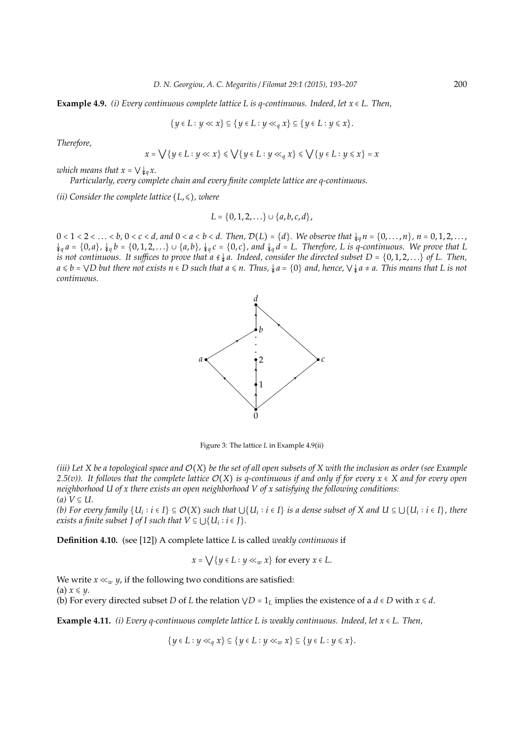**Example 4.9.** *(i) Every continuous complete lattice $L$ is q-continuous. Indeed, let $x \in L$. Then,*

$$\{y \in L : y \ll x\} \subseteq \{y \in L : y \ll_q x\} \subseteq \{y \in L : y \leqslant x\}.$$

*Therefore,*

$$x = \bigvee\{y \in L : y \ll x\} \leqslant \bigvee\{y \in L : y \ll_q x\} \leqslant \bigvee\{y \in L : y \leqslant x\} = x$$

*which means that $x = \bigvee \twoheaddownarrow_q x$.*

*Particularly, every complete chain and every finite complete lattice are q-continuous.*

*(ii) Consider the complete lattice $(L, \leqslant)$, where*

$$L = \{0, 1, 2, \ldots\} \cup \{a, b, c, d\},$$

*$0 < 1 < 2 < \ldots < b$, $0 < c < d$, and $0 < a < b < d$. Then, $\mathcal{D}(L) = \{d\}$. We observe that $\twoheaddownarrow_q n = \{0, \ldots, n\}$, $n = 0, 1, 2, \ldots$, $\twoheaddownarrow_q a = \{0, a\}$, $\twoheaddownarrow_q b = \{0, 1, 2, \ldots\} \cup \{a, b\}$, $\twoheaddownarrow_q c = \{0, c\}$, and $\twoheaddownarrow_q d = L$. Therefore, $L$ is q-continuous. We prove that $L$ is not continuous. It suffices to prove that $a \notin \twoheaddownarrow a$. Indeed, consider the directed subset $D = \{0, 1, 2, \ldots\}$ of $L$. Then, $a \leqslant b = \bigvee D$ but there not exists $n \in D$ such that $a \leqslant n$. Thus, $\twoheaddownarrow a = \{0\}$ and, hence, $\bigvee \twoheaddownarrow a \neq a$. This means that $L$ is not continuous.*

Figure 3: The lattice $L$ in Example 4.9(ii)

*(iii) Let $X$ be a topological space and $\mathcal{O}(X)$ be the set of all open subsets of $X$ with the inclusion as order (see Example 2.5(v)). It follows that the complete lattice $\mathcal{O}(X)$ is q-continuous if and only if for every $x \in X$ and for every open neighborhood $U$ of $x$ there exists an open neighborhood $V$ of $x$ satisfying the following conditions:*
*(a) $V \subseteq U$.*
*(b) For every family $\{U_i : i \in I\} \subseteq \mathcal{O}(X)$ such that $\bigcup\{U_i : i \in I\}$ is a dense subset of $X$ and $U \subseteq \bigcup\{U_i : i \in I\}$, there exists a finite subset $J$ of $I$ such that $V \subseteq \bigcup\{U_i : i \in J\}$.*

**Definition 4.10.** (see [12]) A complete lattice $L$ is called *weakly continuous* if

$$x = \bigvee\{y \in L : y \ll_w x\} \text{ for every } x \in L.$$

We write $x \ll_w y$, if the following two conditions are satisfied:
(a) $x \leqslant y$.
(b) For every directed subset $D$ of $L$ the relation $\bigvee D = 1_L$ implies the existence of a $d \in D$ with $x \leqslant d$.

**Example 4.11.** *(i) Every q-continuous complete lattice $L$ is weakly continuous. Indeed, let $x \in L$. Then,*

$$\{y \in L : y \ll_q x\} \subseteq \{y \in L : y \ll_w x\} \subseteq \{y \in L : y \leqslant x\}.$$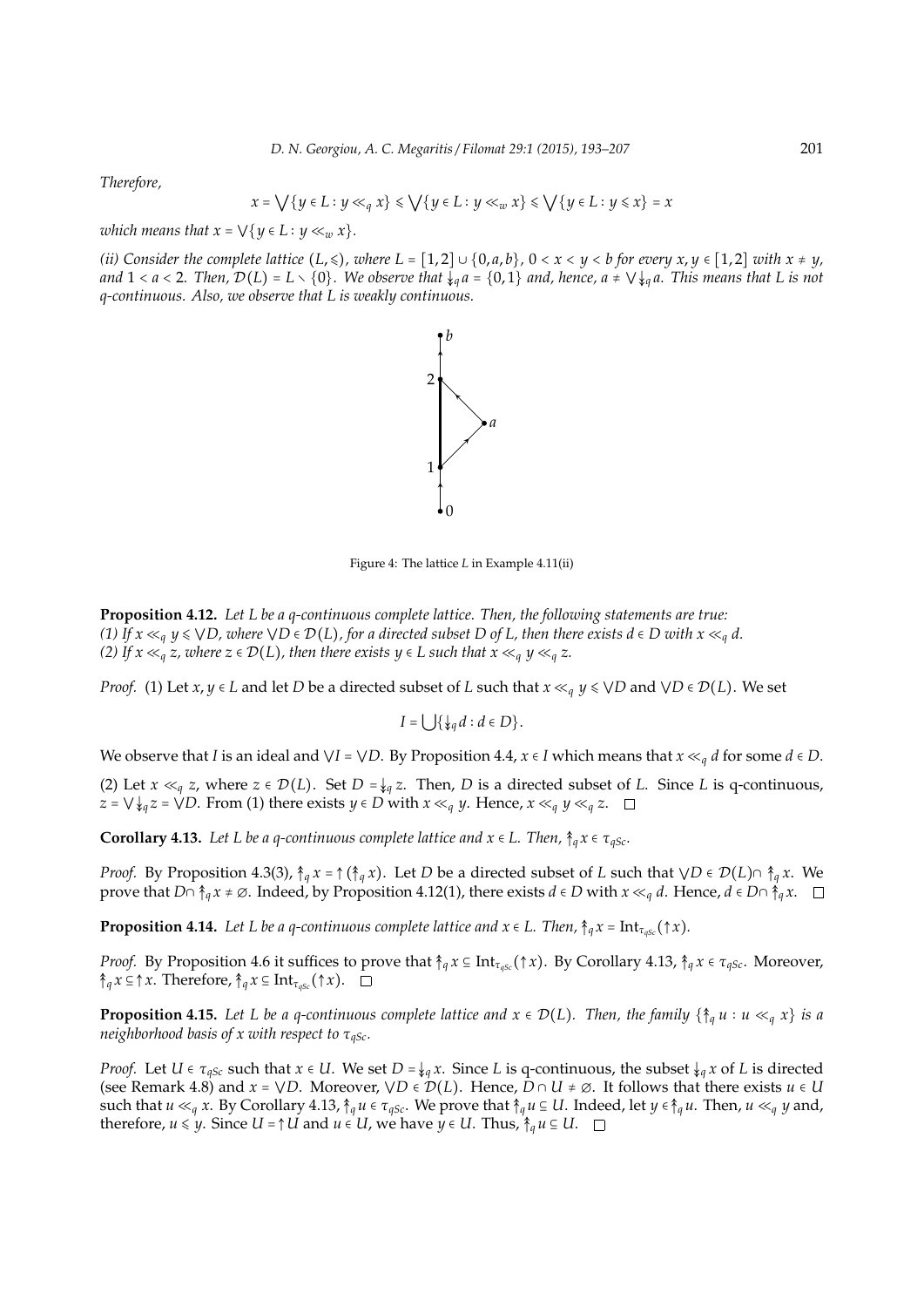*Therefore,*

$$x = \bigvee\{y \in L : y \ll_q x\} \leqslant \bigvee\{y \in L : y \ll_w x\} \leqslant \bigvee\{y \in L : y \leqslant x\} = x$$

*which means that* $x = \vee\{y \in L : y \ll_w x\}$.

*(ii) Consider the complete lattice* $(L, \leqslant)$, *where* $L = [1, 2] \cup \{0, a, b\}$, $0 < x < y < b$ *for every* $x, y \in [1, 2]$ *with* $x \neq y$, *and* $1 < a < 2$. *Then,* $\mathcal{D}(L) = L \setminus \{0\}$. *We observe that* $\Downarrow_q a = \{0, 1\}$ *and, hence,* $a \neq \vee \Downarrow_q a$. *This means that L is not q-continuous. Also, we observe that L is weakly continuous.*

Figure 4: The lattice $L$ in Example 4.11(ii)

**Proposition 4.12.** *Let L be a q-continuous complete lattice. Then, the following statements are true:*
*(1) If* $x \ll_q y \leqslant \vee D$, *where* $\vee D \in \mathcal{D}(L)$, *for a directed subset D of L, then there exists* $d \in D$ *with* $x \ll_q d$.
*(2) If* $x \ll_q z$, *where* $z \in \mathcal{D}(L)$, *then there exists* $y \in L$ *such that* $x \ll_q y \ll_q z$.

*Proof.* (1) Let $x, y \in L$ and let $D$ be a directed subset of $L$ such that $x \ll_q y \leqslant \vee D$ and $\vee D \in \mathcal{D}(L)$. We set

$$I = \bigcup\{\Downarrow_q d : d \in D\}.$$

We observe that $I$ is an ideal and $\vee I = \vee D$. By Proposition 4.4, $x \in I$ which means that $x \ll_q d$ for some $d \in D$.

(2) Let $x \ll_q z$, where $z \in \mathcal{D}(L)$. Set $D = \Downarrow_q z$. Then, $D$ is a directed subset of $L$. Since $L$ is q-continuous, $z = \vee \Downarrow_q z = \vee D$. From (1) there exists $y \in D$ with $x \ll_q y$. Hence, $x \ll_q y \ll_q z$. □

**Corollary 4.13.** *Let L be a q-continuous complete lattice and* $x \in L$. *Then,* $\Uparrow_q x \in \tau_{qSc}$.

*Proof.* By Proposition 4.3(3), $\Uparrow_q x = \uparrow(\Uparrow_q x)$. Let $D$ be a directed subset of $L$ such that $\vee D \in \mathcal{D}(L) \cap \Uparrow_q x$. We prove that $D \cap \Uparrow_q x \neq \emptyset$. Indeed, by Proposition 4.12(1), there exists $d \in D$ with $x \ll_q d$. Hence, $d \in D \cap \Uparrow_q x$. □

**Proposition 4.14.** *Let L be a q-continuous complete lattice and* $x \in L$. *Then,* $\Uparrow_q x = \mathrm{Int}_{\tau_{qSc}}(\uparrow x)$.

*Proof.* By Proposition 4.6 it suffices to prove that $\Uparrow_q x \subseteq \mathrm{Int}_{\tau_{qSc}}(\uparrow x)$. By Corollary 4.13, $\Uparrow_q x \in \tau_{qSc}$. Moreover, $\Uparrow_q x \subseteq \uparrow x$. Therefore, $\Uparrow_q x \subseteq \mathrm{Int}_{\tau_{qSc}}(\uparrow x)$. □

**Proposition 4.15.** *Let L be a q-continuous complete lattice and* $x \in \mathcal{D}(L)$. *Then, the family* $\{\Uparrow_q u : u \ll_q x\}$ *is a neighborhood basis of x with respect to* $\tau_{qSc}$.

*Proof.* Let $U \in \tau_{qSc}$ such that $x \in U$. We set $D = \Downarrow_q x$. Since $L$ is q-continuous, the subset $\Downarrow_q x$ of $L$ is directed (see Remark 4.8) and $x = \vee D$. Moreover, $\vee D \in \mathcal{D}(L)$. Hence, $D \cap U \neq \emptyset$. It follows that there exists $u \in U$ such that $u \ll_q x$. By Corollary 4.13, $\Uparrow_q u \in \tau_{qSc}$. We prove that $\Uparrow_q u \subseteq U$. Indeed, let $y \in \Uparrow_q u$. Then, $u \ll_q y$ and, therefore, $u \leqslant y$. Since $U = \uparrow U$ and $u \in U$, we have $y \in U$. Thus, $\Uparrow_q u \subseteq U$. □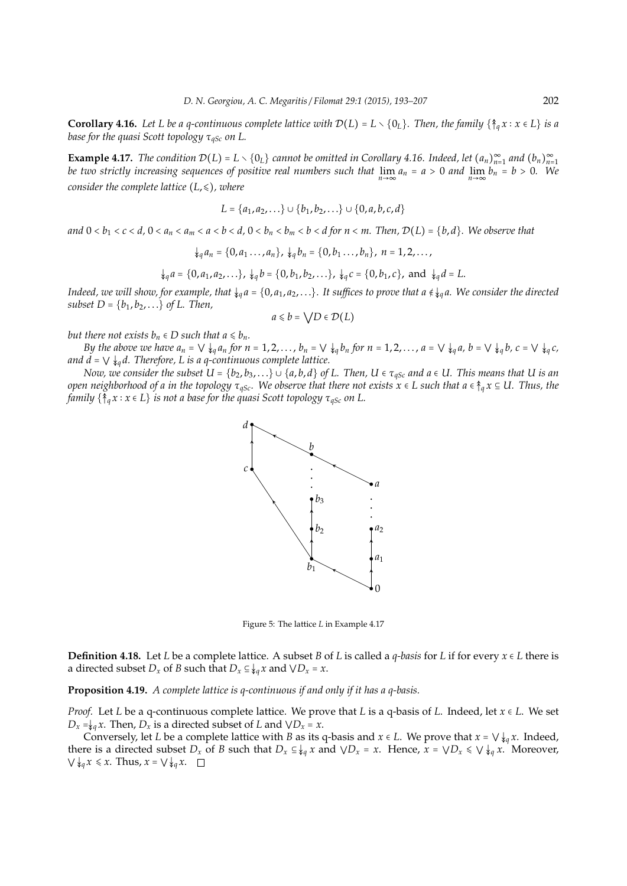**Corollary 4.16.** *Let $L$ be a q-continuous complete lattice with $\mathcal{D}(L) = L \setminus \{0_L\}$. Then, the family $\{\Uparrow_q x : x \in L\}$ is a base for the quasi Scott topology $\tau_{qSc}$ on $L$.*

**Example 4.17.** *The condition $\mathcal{D}(L) = L \setminus \{0_L\}$ cannot be omitted in Corollary 4.16. Indeed, let $(a_n)_{n=1}^{\infty}$ and $(b_n)_{n=1}^{\infty}$ be two strictly increasing sequences of positive real numbers such that $\lim_{n\to\infty} a_n = a > 0$ and $\lim_{n\to\infty} b_n = b > 0$. We consider the complete lattice $(L, \leqslant)$, where*

$$L = \{a_1, a_2, \ldots\} \cup \{b_1, b_2, \ldots\} \cup \{0, a, b, c, d\}$$

*and $0 < b_1 < c < d$, $0 < a_n < a_m < a < b < d$, $0 < b_n < b_m < b < d$ for $n < m$. Then, $\mathcal{D}(L) = \{b, d\}$. We observe that*

$$\Downarrow_q a_n = \{0, a_1 \ldots, a_n\},\ \Downarrow_q b_n = \{0, b_1 \ldots, b_n\},\ n = 1, 2, \ldots,$$

$$\Downarrow_q a = \{0, a_1, a_2, \ldots\},\ \Downarrow_q b = \{0, b_1, b_2, \ldots\},\ \Downarrow_q c = \{0, b_1, c\},\ \text{and}\ \Downarrow_q d = L.$$

*Indeed, we will show, for example, that $\Downarrow_q a = \{0, a_1, a_2, \ldots\}$. It suffices to prove that $a \notin \Downarrow_q a$. We consider the directed subset $D = \{b_1, b_2, \ldots\}$ of $L$. Then,*

$$a \leqslant b = \bigvee D \in \mathcal{D}(L)$$

*but there not exists $b_n \in D$ such that $a \leqslant b_n$.*

*By the above we have $a_n = \bigvee \Downarrow_q a_n$ for $n = 1, 2, \ldots$, $b_n = \bigvee \Downarrow_q b_n$ for $n = 1, 2, \ldots$, $a = \bigvee \Downarrow_q a$, $b = \bigvee \Downarrow_q b$, $c = \bigvee \Downarrow_q c$, and $d = \bigvee \Downarrow_q d$. Therefore, $L$ is a q-continuous complete lattice.*

*Now, we consider the subset $U = \{b_2, b_3, \ldots\} \cup \{a, b, d\}$ of $L$. Then, $U \in \tau_{qSc}$ and $a \in U$. This means that $U$ is an open neighborhood of $a$ in the topology $\tau_{qSc}$. We observe that there not exists $x \in L$ such that $a \in \Uparrow_q x \subseteq U$. Thus, the family $\{\Uparrow_q x : x \in L\}$ is not a base for the quasi Scott topology $\tau_{qSc}$ on $L$.*

Figure 5: The lattice $L$ in Example 4.17

**Definition 4.18.** Let $L$ be a complete lattice. A subset $B$ of $L$ is called a *q-basis* for $L$ if for every $x \in L$ there is a directed subset $D_x$ of $B$ such that $D_x \subseteq \Downarrow_q x$ and $\bigvee D_x = x$.

**Proposition 4.19.** *A complete lattice is q-continuous if and only if it has a q-basis.*

*Proof.* Let $L$ be a q-continuous complete lattice. We prove that $L$ is a q-basis of $L$. Indeed, let $x \in L$. We set $D_x = \Downarrow_q x$. Then, $D_x$ is a directed subset of $L$ and $\bigvee D_x = x$.

Conversely, let $L$ be a complete lattice with $B$ as its q-basis and $x \in L$. We prove that $x = \bigvee \Downarrow_q x$. Indeed, there is a directed subset $D_x$ of $B$ such that $D_x \subseteq \Downarrow_q x$ and $\bigvee D_x = x$. Hence, $x = \bigvee D_x \leqslant \bigvee \Downarrow_q x$. Moreover, $\bigvee \Downarrow_q x \leqslant x$. Thus, $x = \bigvee \Downarrow_q x$. $\square$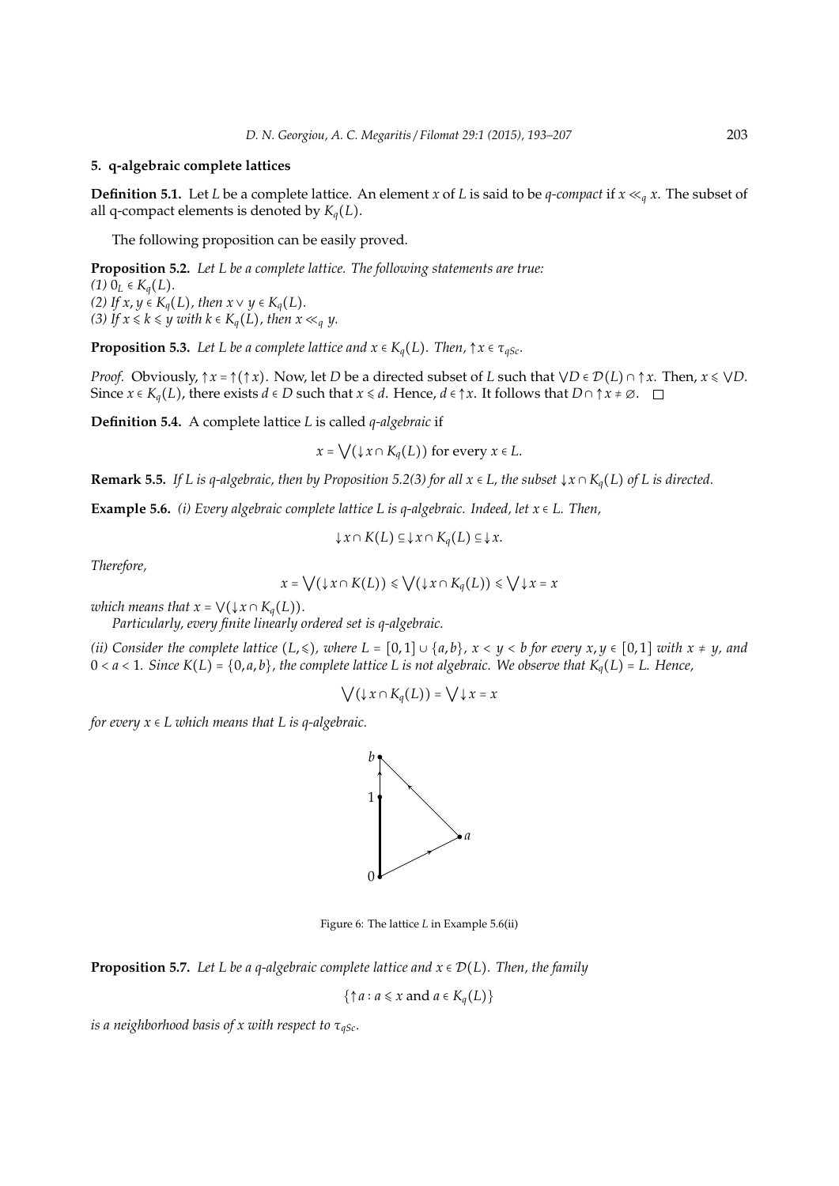## 5. q-algebraic complete lattices

**Definition 5.1.** Let $L$ be a complete lattice. An element $x$ of $L$ is said to be *q-compact* if $x \ll_q x$. The subset of all q-compact elements is denoted by $K_q(L)$.

The following proposition can be easily proved.

**Proposition 5.2.** *Let $L$ be a complete lattice. The following statements are true:*
*(1) $0_L \in K_q(L)$.*
*(2) If $x, y \in K_q(L)$, then $x \vee y \in K_q(L)$.*
*(3) If $x \leqslant k \leqslant y$ with $k \in K_q(L)$, then $x \ll_q y$.*

**Proposition 5.3.** *Let $L$ be a complete lattice and $x \in K_q(L)$. Then, $\uparrow x \in \tau_{qSc}$.*

*Proof.* Obviously, $\uparrow x = \uparrow(\uparrow x)$. Now, let $D$ be a directed subset of $L$ such that $\bigvee D \in \mathcal{D}(L) \cap \uparrow x$. Then, $x \leqslant \bigvee D$. Since $x \in K_q(L)$, there exists $d \in D$ such that $x \leqslant d$. Hence, $d \in \uparrow x$. It follows that $D \cap \uparrow x \neq \varnothing$. $\square$

**Definition 5.4.** A complete lattice $L$ is called *q-algebraic* if

$$x = \bigvee(\downarrow x \cap K_q(L)) \text{ for every } x \in L.$$

**Remark 5.5.** *If $L$ is q-algebraic, then by Proposition 5.2(3) for all $x \in L$, the subset $\downarrow x \cap K_q(L)$ of $L$ is directed.*

**Example 5.6.** *(i) Every algebraic complete lattice $L$ is q-algebraic. Indeed, let $x \in L$. Then,*

$$\downarrow x \cap K(L) \subseteq \downarrow x \cap K_q(L) \subseteq \downarrow x.$$

*Therefore,*

$$x = \bigvee(\downarrow x \cap K(L)) \leqslant \bigvee(\downarrow x \cap K_q(L)) \leqslant \bigvee \downarrow x = x$$

*which means that $x = \bigvee(\downarrow x \cap K_q(L))$.*

*Particularly, every finite linearly ordered set is q-algebraic.*

*(ii) Consider the complete lattice $(L, \leqslant)$, where $L = [0,1] \cup \{a, b\}$, $x < y < b$ for every $x, y \in [0,1]$ with $x \neq y$, and $0 < a < 1$. Since $K(L) = \{0, a, b\}$, the complete lattice $L$ is not algebraic. We observe that $K_q(L) = L$. Hence,*

$$\bigvee(\downarrow x \cap K_q(L)) = \bigvee \downarrow x = x$$

*for every $x \in L$ which means that $L$ is q-algebraic.*

Figure 6: The lattice $L$ in Example 5.6(ii)

**Proposition 5.7.** *Let $L$ be a q-algebraic complete lattice and $x \in \mathcal{D}(L)$. Then, the family*

$$\{\uparrow a : a \leqslant x \text{ and } a \in K_q(L)\}$$

*is a neighborhood basis of $x$ with respect to $\tau_{qSc}$.*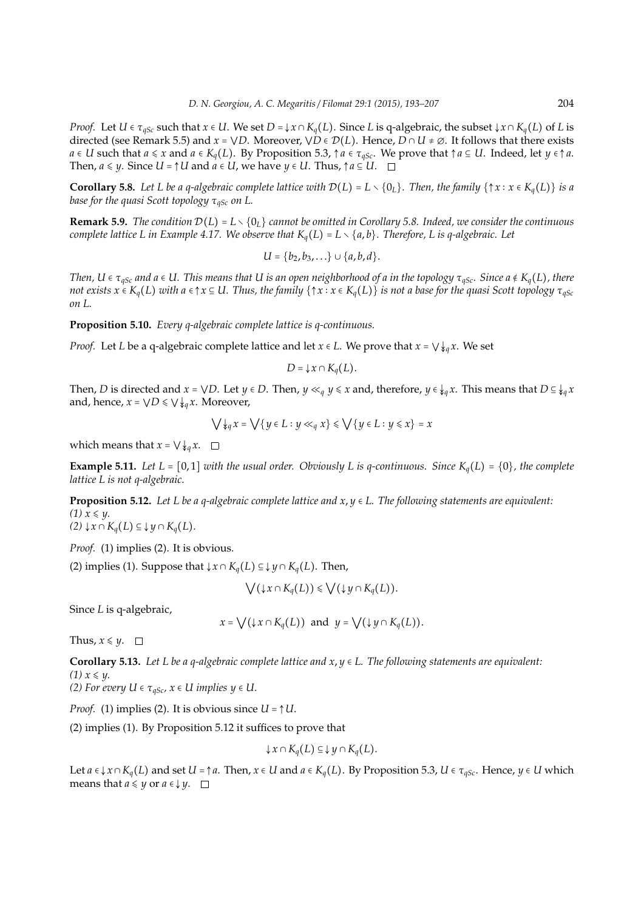*Proof.* Let $U \in \tau_{qSc}$ such that $x \in U$. We set $D = \downarrow x \cap K_q(L)$. Since $L$ is q-algebraic, the subset $\downarrow x \cap K_q(L)$ of $L$ is directed (see Remark 5.5) and $x = \bigvee D$. Moreover, $\bigvee D \in \mathcal{D}(L)$. Hence, $D \cap U \neq \emptyset$. It follows that there exists $a \in U$ such that $a \leqslant x$ and $a \in K_q(L)$. By Proposition 5.3, $\uparrow a \in \tau_{qSc}$. We prove that $\uparrow a \subseteq U$. Indeed, let $y \in \uparrow a$. Then, $a \leqslant y$. Since $U = \uparrow U$ and $a \in U$, we have $y \in U$. Thus, $\uparrow a \subseteq U$. □

**Corollary 5.8.** *Let $L$ be a q-algebraic complete lattice with $\mathcal{D}(L) = L \setminus \{0_L\}$. Then, the family $\{\uparrow x : x \in K_q(L)\}$ is a base for the quasi Scott topology $\tau_{qSc}$ on $L$.*

**Remark 5.9.** *The condition $\mathcal{D}(L) = L \setminus \{0_L\}$ cannot be omitted in Corollary 5.8. Indeed, we consider the continuous complete lattice $L$ in Example 4.17. We observe that $K_q(L) = L \setminus \{a, b\}$. Therefore, $L$ is q-algebraic. Let*

$$U = \{b_2, b_3, \ldots\} \cup \{a, b, d\}.$$

*Then, $U \in \tau_{qSc}$ and $a \in U$. This means that $U$ is an open neighborhood of $a$ in the topology $\tau_{qSc}$. Since $a \notin K_q(L)$, there not exists $x \in K_q(L)$ with $a \in \uparrow x \subseteq U$. Thus, the family $\{\uparrow x : x \in K_q(L)\}$ is not a base for the quasi Scott topology $\tau_{qSc}$ on $L$.*

**Proposition 5.10.** *Every q-algebraic complete lattice is q-continuous.*

*Proof.* Let $L$ be a q-algebraic complete lattice and let $x \in L$. We prove that $x = \bigvee \Downarrow_q x$. We set

$$D = \downarrow x \cap K_q(L).$$

Then, $D$ is directed and $x = \bigvee D$. Let $y \in D$. Then, $y \ll_q y \leqslant x$ and, therefore, $y \in \Downarrow_q x$. This means that $D \subseteq \Downarrow_q x$ and, hence, $x = \bigvee D \leqslant \bigvee \Downarrow_q x$. Moreover,

$$\bigvee \Downarrow_q x = \bigvee\{y \in L : y \ll_q x\} \leqslant \bigvee\{y \in L : y \leqslant x\} = x$$

which means that $x = \bigvee \Downarrow_q x$. □

**Example 5.11.** *Let $L = [0, 1]$ with the usual order. Obviously $L$ is q-continuous. Since $K_q(L) = \{0\}$, the complete lattice $L$ is not q-algebraic.*

**Proposition 5.12.** *Let $L$ be a q-algebraic complete lattice and $x, y \in L$. The following statements are equivalent:*
*(1) $x \leqslant y$.*
*(2) $\downarrow x \cap K_q(L) \subseteq \downarrow y \cap K_q(L)$.*

*Proof.* (1) implies (2). It is obvious.

(2) implies (1). Suppose that $\downarrow x \cap K_q(L) \subseteq \downarrow y \cap K_q(L)$. Then,

$$\bigvee(\downarrow x \cap K_q(L)) \leqslant \bigvee(\downarrow y \cap K_q(L)).$$

Since $L$ is q-algebraic,

$$x = \bigvee(\downarrow x \cap K_q(L)) \text{ and } y = \bigvee(\downarrow y \cap K_q(L)).$$

Thus, $x \leqslant y$. □

**Corollary 5.13.** *Let $L$ be a q-algebraic complete lattice and $x, y \in L$. The following statements are equivalent:*
*(1) $x \leqslant y$.*
*(2) For every $U \in \tau_{qSc}$, $x \in U$ implies $y \in U$.*

*Proof.* (1) implies (2). It is obvious since $U = \uparrow U$.

(2) implies (1). By Proposition 5.12 it suffices to prove that

$$\downarrow x \cap K_q(L) \subseteq \downarrow y \cap K_q(L).$$

Let $a \in \downarrow x \cap K_q(L)$ and set $U = \uparrow a$. Then, $x \in U$ and $a \in K_q(L)$. By Proposition 5.3, $U \in \tau_{qSc}$. Hence, $y \in U$ which means that $a \leqslant y$ or $a \in \downarrow y$. □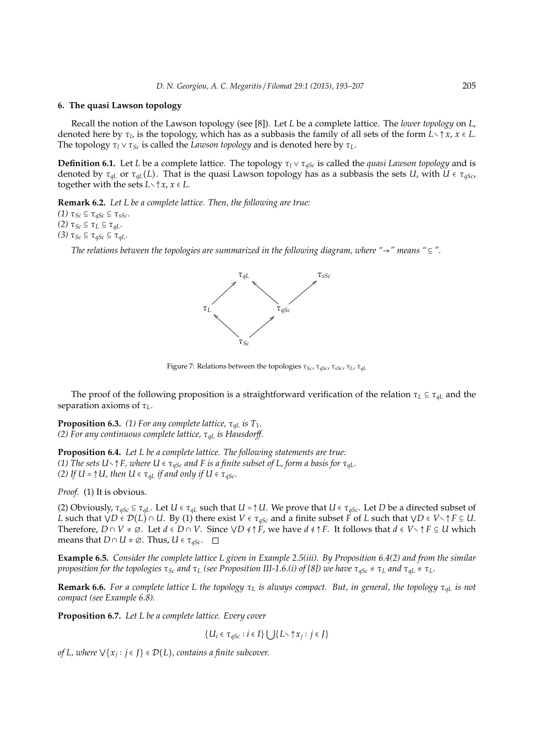## 6. The quasi Lawson topology

Recall the notion of the Lawson topology (see [8]). Let $L$ be a complete lattice. The *lower topology* on $L$, denoted here by $\tau_l$, is the topology, which has as a subbasis the family of all sets of the form $L \setminus \uparrow x$, $x \in L$. The topology $\tau_l \vee \tau_{Sc}$ is called the *Lawson topology* and is denoted here by $\tau_L$.

**Definition 6.1.** Let $L$ be a complete lattice. The topology $\tau_l \vee \tau_{qSc}$ is called the *quasi Lawson topology* and is denoted by $\tau_{qL}$ or $\tau_{qL}(L)$. That is the quasi Lawson topology has as a subbasis the sets $U$, with $U \in \tau_{qSc}$, together with the sets $L \setminus \uparrow x$, $x \in L$.

**Remark 6.2.** *Let $L$ be a complete lattice. Then, the following are true:*
*(1) $\tau_{Sc} \subseteq \tau_{qSc} \subseteq \tau_{sSc}$.*
*(2) $\tau_{Sc} \subseteq \tau_L \subseteq \tau_{qL}$.*
*(3) $\tau_{Sc} \subseteq \tau_{qSc} \subseteq \tau_{qL}$.*

*The relations between the topologies are summarized in the following diagram, where "$\rightarrow$" means "$\subseteq$".*

$$\begin{array}{ccccc} & \tau_{qL} & & \tau_{sSc} & \\ \nearrow & & \nwarrow \quad \nearrow & & \\ \tau_L & & \tau_{qSc} & & \\ \nwarrow & & \nearrow & & \\ & \tau_{Sc} & & & \end{array}$$

Figure 7: Relations between the topologies $\tau_{Sc}$, $\tau_{qSc}$, $\tau_{sSc}$, $\tau_L$, $\tau_{qL}$

The proof of the following proposition is a straightforward verification of the relation $\tau_L \subseteq \tau_{qL}$ and the separation axioms of $\tau_L$.

**Proposition 6.3.** *(1) For any complete lattice, $\tau_{qL}$ is $T_1$.*
*(2) For any continuous complete lattice, $\tau_{qL}$ is Hausdorff.*

**Proposition 6.4.** *Let $L$ be a complete lattice. The following statements are true:*
*(1) The sets $U \setminus \uparrow F$, where $U \in \tau_{qSc}$ and $F$ is a finite subset of $L$, form a basis for $\tau_{qL}$.*
*(2) If $U = \uparrow U$, then $U \in \tau_{qL}$ if and only if $U \in \tau_{qSc}$.*

*Proof.* (1) It is obvious.

(2) Obviously, $\tau_{qSc} \subseteq \tau_{qL}$. Let $U \in \tau_{qL}$ such that $U = \uparrow U$. We prove that $U \in \tau_{qSc}$. Let $D$ be a directed subset of $L$ such that $\bigvee D \in \mathcal{D}(L) \cap U$. By (1) there exist $V \in \tau_{qSc}$ and a finite subset $F$ of $L$ such that $\bigvee D \in V \setminus \uparrow F \subseteq U$. Therefore, $D \cap V \neq \varnothing$. Let $d \in D \cap V$. Since $\bigvee D \notin \uparrow F$, we have $d \notin \uparrow F$. It follows that $d \in V \setminus \uparrow F \subseteq U$ which means that $D \cap U \neq \varnothing$. Thus, $U \in \tau_{qSc}$. $\square$

**Example 6.5.** *Consider the complete lattice $L$ given in Example 2.5(iii). By Proposition 6.4(2) and from the similar proposition for the topologies $\tau_{Sc}$ and $\tau_L$ (see Proposition III-1.6.(i) of [8]) we have $\tau_{qSc} \neq \tau_L$ and $\tau_{qL} \neq \tau_L$.*

**Remark 6.6.** *For a complete lattice $L$ the topology $\tau_L$ is always compact. But, in general, the topology $\tau_{qL}$ is not compact (see Example 6.8).*

**Proposition 6.7.** *Let $L$ be a complete lattice. Every cover*

$$\{U_i \in \tau_{qSc} : i \in I\} \bigcup \{L \setminus \uparrow x_j : j \in J\}$$

*of $L$, where $\bigvee \{x_j : j \in J\} \in \mathcal{D}(L)$, contains a finite subcover.*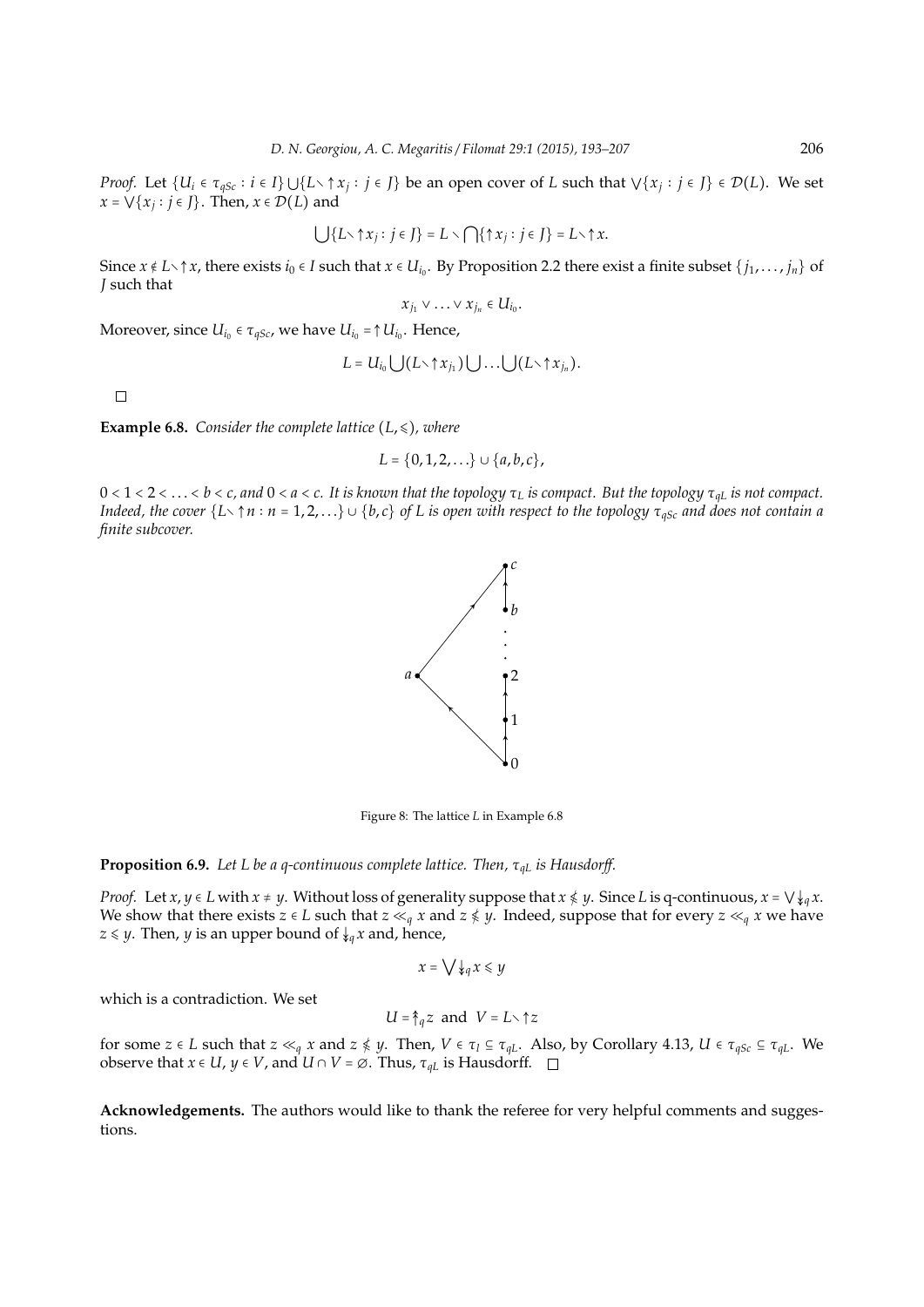*Proof.* Let $\{U_i \in \tau_{qSc} : i \in I\} \bigcup \{L \setminus \uparrow x_j : j \in J\}$ be an open cover of $L$ such that $\bigvee\{x_j : j \in J\} \in \mathcal{D}(L)$. We set $x = \bigvee\{x_j : j \in J\}$. Then, $x \in \mathcal{D}(L)$ and

$$\bigcup\{L \setminus \uparrow x_j : j \in J\} = L \setminus \bigcap\{\uparrow x_j : j \in J\} = L \setminus \uparrow x.$$

Since $x \notin L \setminus \uparrow x$, there exists $i_0 \in I$ such that $x \in U_{i_0}$. By Proposition 2.2 there exist a finite subset $\{j_1, \ldots, j_n\}$ of $J$ such that

$$x_{j_1} \vee \ldots \vee x_{j_n} \in U_{i_0}.$$

Moreover, since $U_{i_0} \in \tau_{qSc}$, we have $U_{i_0} = \uparrow U_{i_0}$. Hence,

$$L = U_{i_0} \bigcup (L \setminus \uparrow x_{j_1}) \bigcup \ldots \bigcup (L \setminus \uparrow x_{j_n}).$$

□

**Example 6.8.** *Consider the complete lattice $(L, \leqslant)$, where*

$$L = \{0, 1, 2, \ldots\} \cup \{a, b, c\},$$

*$0 < 1 < 2 < \ldots < b < c$, and $0 < a < c$. It is known that the topology $\tau_L$ is compact. But the topology $\tau_{qL}$ is not compact. Indeed, the cover $\{L \setminus \uparrow n : n = 1, 2, \ldots\} \cup \{b, c\}$ of $L$ is open with respect to the topology $\tau_{qSc}$ and does not contain a finite subcover.*

Figure 8: The lattice $L$ in Example 6.8

**Proposition 6.9.** *Let $L$ be a q-continuous complete lattice. Then, $\tau_{qL}$ is Hausdorff.*

*Proof.* Let $x, y \in L$ with $x \neq y$. Without loss of generality suppose that $x \nleqslant y$. Since $L$ is q-continuous, $x = \bigvee \Downarrow_q x$. We show that there exists $z \in L$ such that $z \ll_q x$ and $z \nleqslant y$. Indeed, suppose that for every $z \ll_q x$ we have $z \leqslant y$. Then, $y$ is an upper bound of $\Downarrow_q x$ and, hence,

$$x = \bigvee \Downarrow_q x \leqslant y$$

which is a contradiction. We set

$$U = \Uparrow_q z \text{ and } V = L \setminus \uparrow z$$

for some $z \in L$ such that $z \ll_q x$ and $z \nleqslant y$. Then, $V \in \tau_l \subseteq \tau_{qL}$. Also, by Corollary 4.13, $U \in \tau_{qSc} \subseteq \tau_{qL}$. We observe that $x \in U$, $y \in V$, and $U \cap V = \varnothing$. Thus, $\tau_{qL}$ is Hausdorff. □

**Acknowledgements.** The authors would like to thank the referee for very helpful comments and suggestions.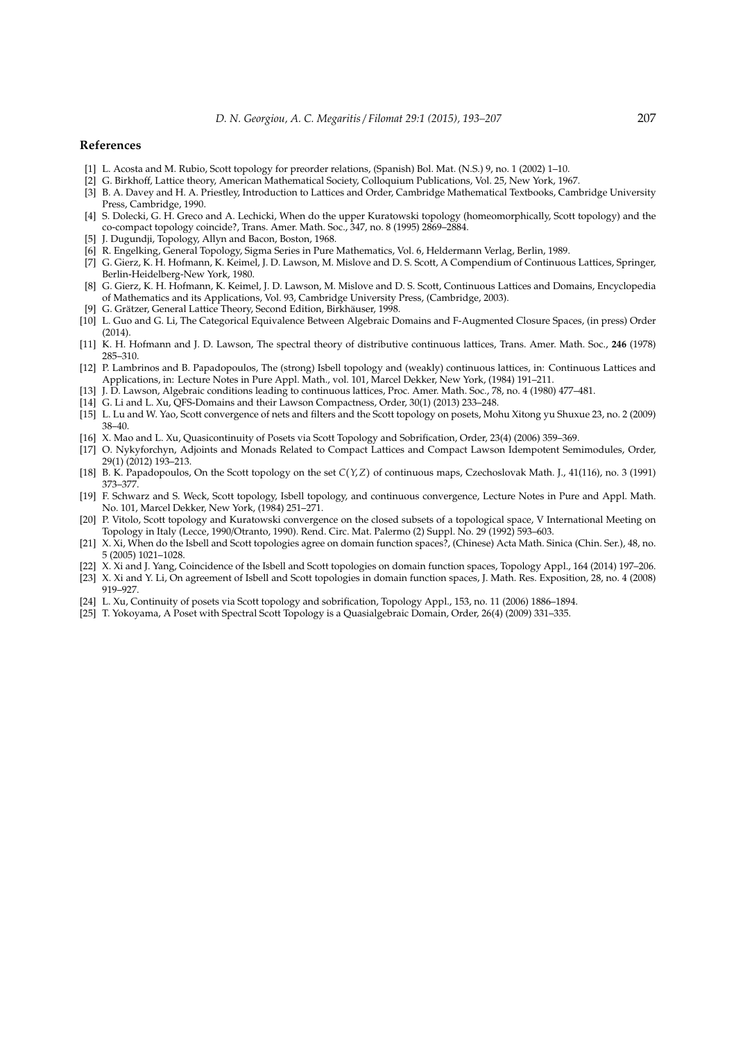## References

[1] L. Acosta and M. Rubio, Scott topology for preorder relations, (Spanish) Bol. Mat. (N.S.) 9, no. 1 (2002) 1–10.

[2] G. Birkhoff, Lattice theory, American Mathematical Society, Colloquium Publications, Vol. 25, New York, 1967.

[3] B. A. Davey and H. A. Priestley, Introduction to Lattices and Order, Cambridge Mathematical Textbooks, Cambridge University Press, Cambridge, 1990.

[4] S. Dolecki, G. H. Greco and A. Lechicki, When do the upper Kuratowski topology (homeomorphically, Scott topology) and the co-compact topology coincide?, Trans. Amer. Math. Soc., 347, no. 8 (1995) 2869–2884.

[5] J. Dugundji, Topology, Allyn and Bacon, Boston, 1968.

[6] R. Engelking, General Topology, Sigma Series in Pure Mathematics, Vol. 6, Heldermann Verlag, Berlin, 1989.

[7] G. Gierz, K. H. Hofmann, K. Keimel, J. D. Lawson, M. Mislove and D. S. Scott, A Compendium of Continuous Lattices, Springer, Berlin-Heidelberg-New York, 1980.

[8] G. Gierz, K. H. Hofmann, K. Keimel, J. D. Lawson, M. Mislove and D. S. Scott, Continuous Lattices and Domains, Encyclopedia of Mathematics and its Applications, Vol. 93, Cambridge University Press, (Cambridge, 2003).

[9] G. Grätzer, General Lattice Theory, Second Edition, Birkhäuser, 1998.

[10] L. Guo and G. Li, The Categorical Equivalence Between Algebraic Domains and F-Augmented Closure Spaces, (in press) Order (2014).

[11] K. H. Hofmann and J. D. Lawson, The spectral theory of distributive continuous lattices, Trans. Amer. Math. Soc., **246** (1978) 285–310.

[12] P. Lambrinos and B. Papadopoulos, The (strong) Isbell topology and (weakly) continuous lattices, in: Continuous Lattices and Applications, in: Lecture Notes in Pure Appl. Math., vol. 101, Marcel Dekker, New York, (1984) 191–211.

[13] J. D. Lawson, Algebraic conditions leading to continuous lattices, Proc. Amer. Math. Soc., 78, no. 4 (1980) 477–481.

[14] G. Li and L. Xu, QFS-Domains and their Lawson Compactness, Order, 30(1) (2013) 233–248.

[15] L. Lu and W. Yao, Scott convergence of nets and filters and the Scott topology on posets, Mohu Xitong yu Shuxue 23, no. 2 (2009) 38–40.

[16] X. Mao and L. Xu, Quasicontinuity of Posets via Scott Topology and Sobrification, Order, 23(4) (2006) 359–369.

[17] O. Nykyforchyn, Adjoints and Monads Related to Compact Lattices and Compact Lawson Idempotent Semimodules, Order, 29(1) (2012) 193–213.

[18] B. K. Papadopoulos, On the Scott topology on the set $C(Y,Z)$ of continuous maps, Czechoslovak Math. J., 41(116), no. 3 (1991) 373–377.

[19] F. Schwarz and S. Weck, Scott topology, Isbell topology, and continuous convergence, Lecture Notes in Pure and Appl. Math. No. 101, Marcel Dekker, New York, (1984) 251–271.

[20] P. Vitolo, Scott topology and Kuratowski convergence on the closed subsets of a topological space, V International Meeting on Topology in Italy (Lecce, 1990/Otranto, 1990). Rend. Circ. Mat. Palermo (2) Suppl. No. 29 (1992) 593–603.

[21] X. Xi, When do the Isbell and Scott topologies agree on domain function spaces?, (Chinese) Acta Math. Sinica (Chin. Ser.), 48, no. 5 (2005) 1021–1028.

[22] X. Xi and J. Yang, Coincidence of the Isbell and Scott topologies on domain function spaces, Topology Appl., 164 (2014) 197–206.

[23] X. Xi and Y. Li, On agreement of Isbell and Scott topologies in domain function spaces, J. Math. Res. Exposition, 28, no. 4 (2008) 919–927.

[24] L. Xu, Continuity of posets via Scott topology and sobrification, Topology Appl., 153, no. 11 (2006) 1886–1894.

[25] T. Yokoyama, A Poset with Spectral Scott Topology is a Quasialgebraic Domain, Order, 26(4) (2009) 331–335.